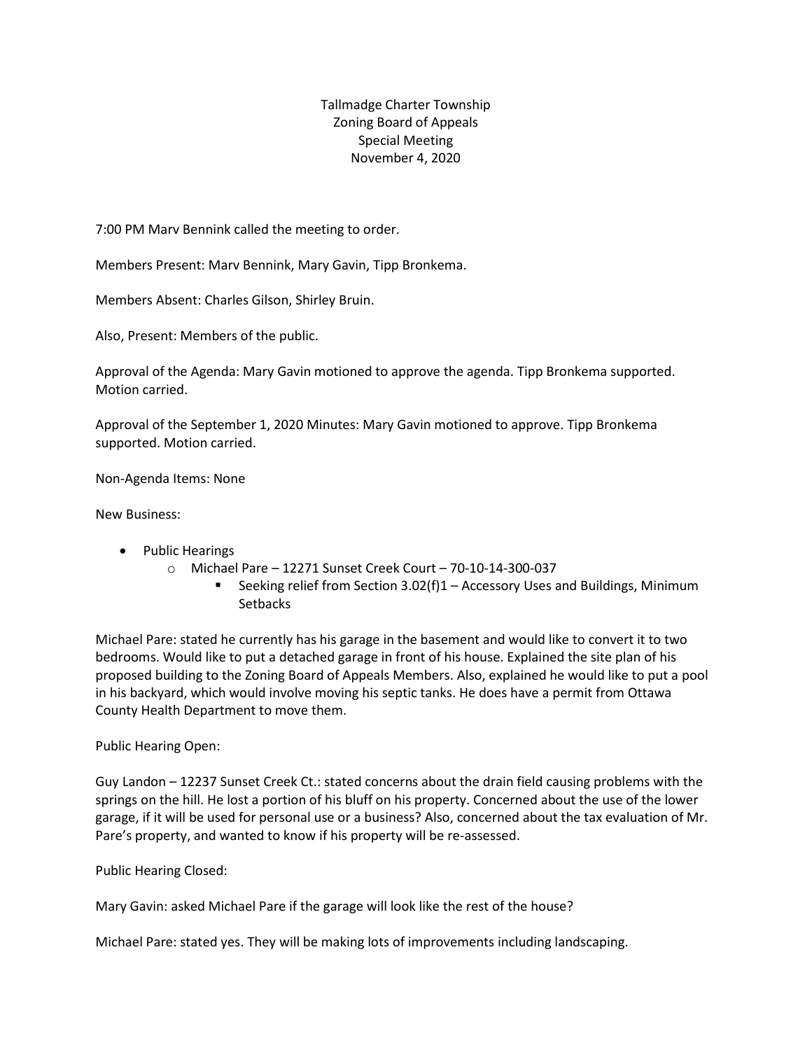Tallmadge Charter Township
Zoning Board of Appeals
Special Meeting
November 4, 2020

7:00 PM Marv Bennink called the meeting to order.

Members Present: Marv Bennink, Mary Gavin, Tipp Bronkema.

Members Absent: Charles Gilson, Shirley Bruin.

Also, Present: Members of the public.

Approval of the Agenda: Mary Gavin motioned to approve the agenda. Tipp Bronkema supported. Motion carried.

Approval of the September 1, 2020 Minutes: Mary Gavin motioned to approve. Tipp Bronkema supported. Motion carried.

Non-Agenda Items: None

New Business:

- Public Hearings
  - Michael Pare – 12271 Sunset Creek Court – 70-10-14-300-037
    - Seeking relief from Section 3.02(f)1 – Accessory Uses and Buildings, Minimum Setbacks

Michael Pare: stated he currently has his garage in the basement and would like to convert it to two bedrooms. Would like to put a detached garage in front of his house. Explained the site plan of his proposed building to the Zoning Board of Appeals Members. Also, explained he would like to put a pool in his backyard, which would involve moving his septic tanks. He does have a permit from Ottawa County Health Department to move them.

Public Hearing Open:

Guy Landon – 12237 Sunset Creek Ct.: stated concerns about the drain field causing problems with the springs on the hill. He lost a portion of his bluff on his property. Concerned about the use of the lower garage, if it will be used for personal use or a business? Also, concerned about the tax evaluation of Mr. Pare's property, and wanted to know if his property will be re-assessed.

Public Hearing Closed:

Mary Gavin: asked Michael Pare if the garage will look like the rest of the house?

Michael Pare: stated yes. They will be making lots of improvements including landscaping.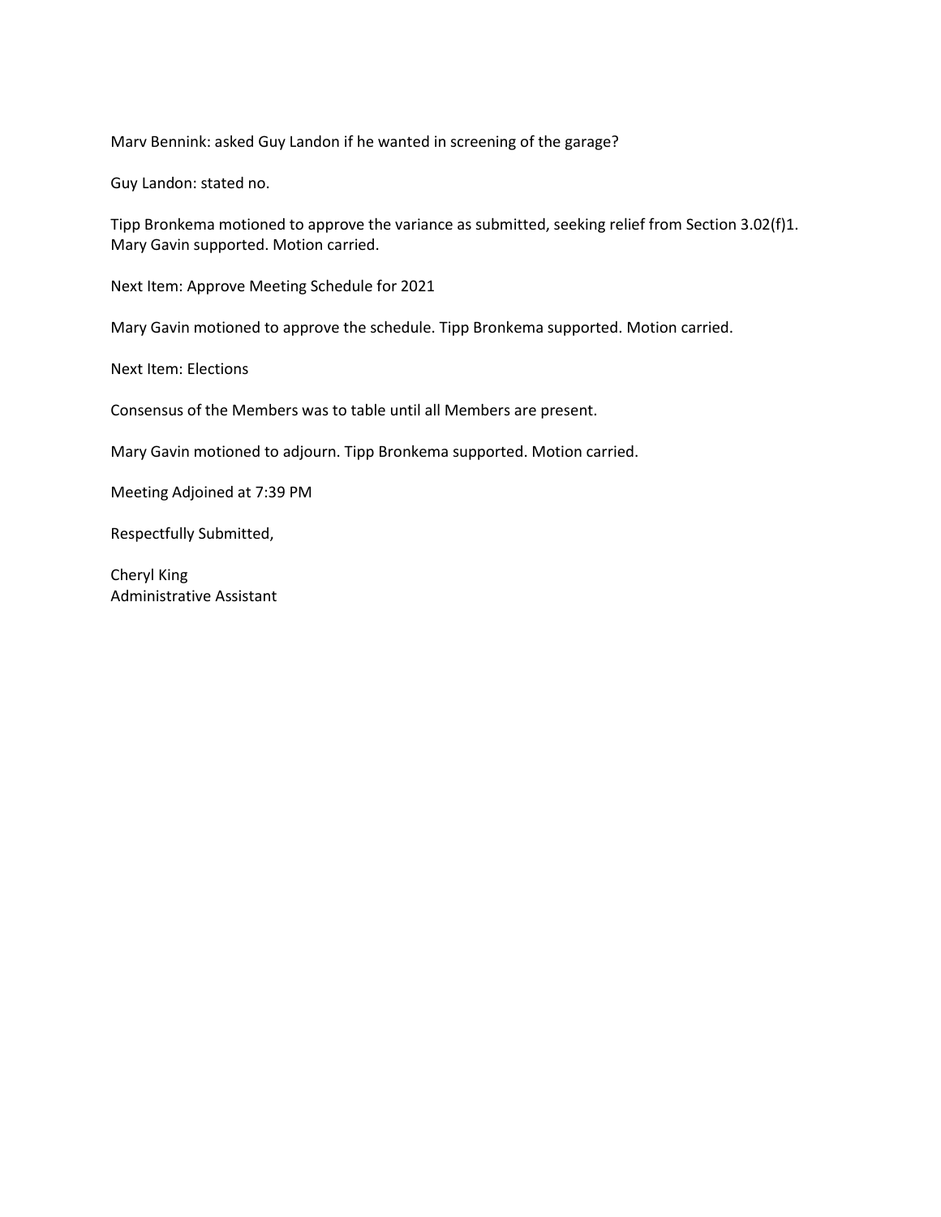Marv Bennink: asked Guy Landon if he wanted in screening of the garage?

Guy Landon: stated no.

Tipp Bronkema motioned to approve the variance as submitted, seeking relief from Section 3.02(f)1. Mary Gavin supported. Motion carried.

Next Item: Approve Meeting Schedule for 2021

Mary Gavin motioned to approve the schedule. Tipp Bronkema supported. Motion carried.

Next Item: Elections

Consensus of the Members was to table until all Members are present.

Mary Gavin motioned to adjourn. Tipp Bronkema supported. Motion carried.

Meeting Adjoined at 7:39 PM

Respectfully Submitted,

Cheryl King
Administrative Assistant